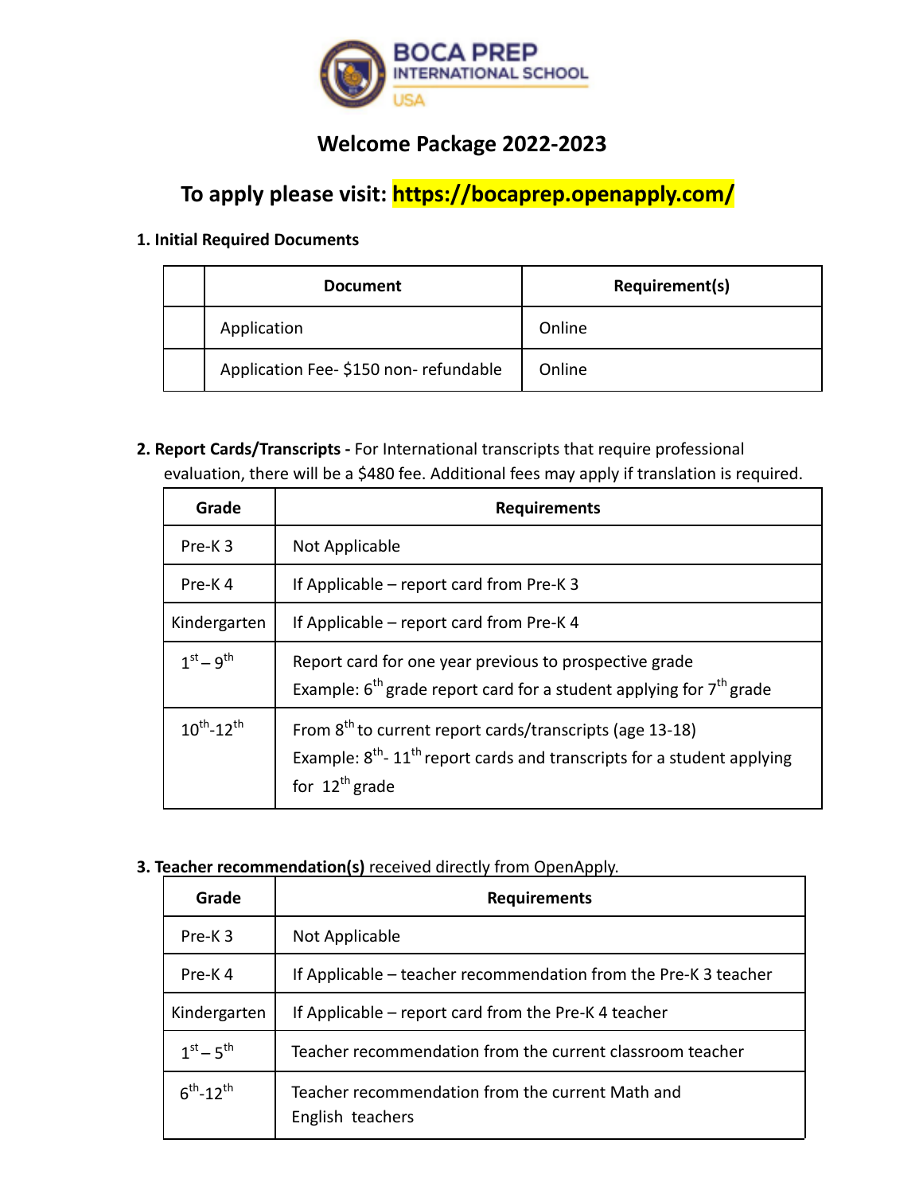BOCA PREP
INTERNATIONAL SCHOOL
USA

# Welcome Package 2022-2023

## To apply please visit: https://bocaprep.openapply.com/

**1. Initial Required Documents**

| | Document | Requirement(s) |
|---|---|---|
| | Application | Online |
| | Application Fee- $150 non- refundable | Online |

**2. Report Cards/Transcripts -** For International transcripts that require professional evaluation, there will be a $480 fee. Additional fees may apply if translation is required.

| Grade | Requirements |
|---|---|
| Pre-K 3 | Not Applicable |
| Pre-K 4 | If Applicable – report card from Pre-K 3 |
| Kindergarten | If Applicable – report card from Pre-K 4 |
| 1st – 9th | Report card for one year previous to prospective grade<br>Example: 6th grade report card for a student applying for 7th grade |
| 10th-12th | From 8th to current report cards/transcripts (age 13-18)<br>Example: 8th- 11th report cards and transcripts for a student applying for 12th grade |

**3. Teacher recommendation(s)** received directly from OpenApply.

| Grade | Requirements |
|---|---|
| Pre-K 3 | Not Applicable |
| Pre-K 4 | If Applicable – teacher recommendation from the Pre-K 3 teacher |
| Kindergarten | If Applicable – report card from the Pre-K 4 teacher |
| 1st – 5th | Teacher recommendation from the current classroom teacher |
| 6th-12th | Teacher recommendation from the current Math and English teachers |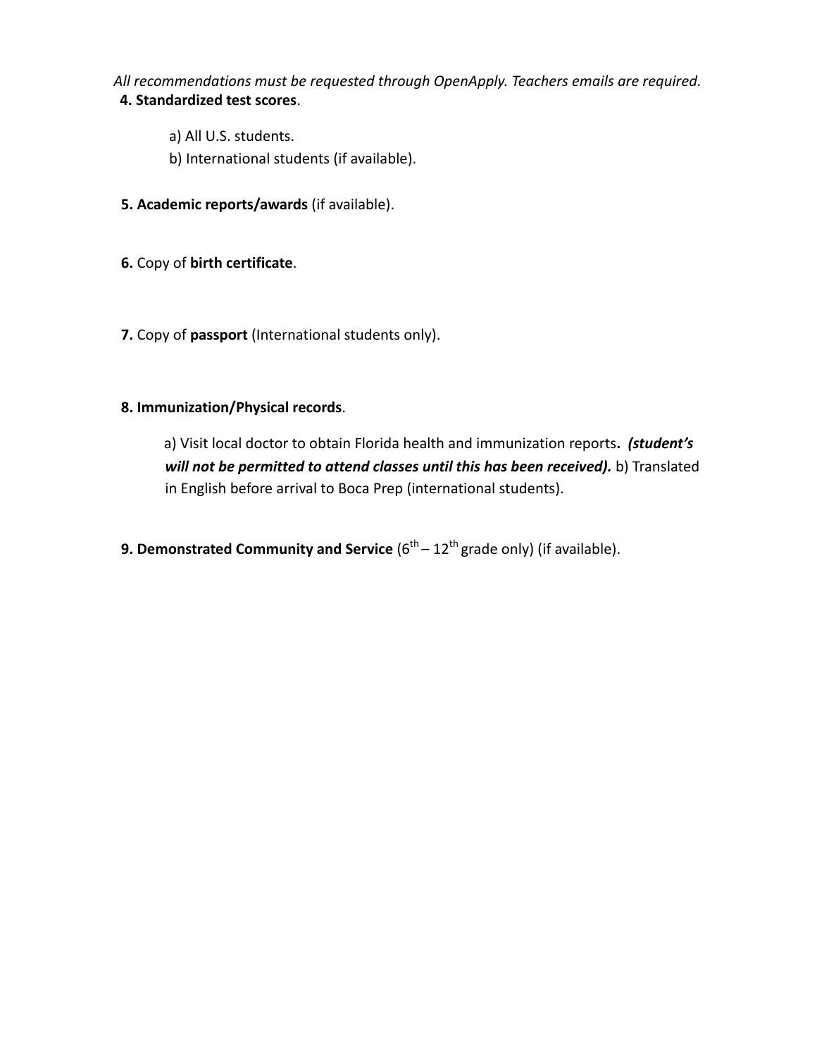*All recommendations must be requested through OpenApply. Teachers emails are required.*

**4. Standardized test scores**.

a) All U.S. students.
b) International students (if available).

**5. Academic reports/awards** (if available).

**6.** Copy of **birth certificate**.

**7.** Copy of **passport** (International students only).

**8. Immunization/Physical records**.

a) Visit local doctor to obtain Florida health and immunization reports**.** ***(student's will not be permitted to attend classes until this has been received).*** b) Translated in English before arrival to Boca Prep (international students).

**9. Demonstrated Community and Service** ($6^{th}$ – $12^{th}$ grade only) (if available).